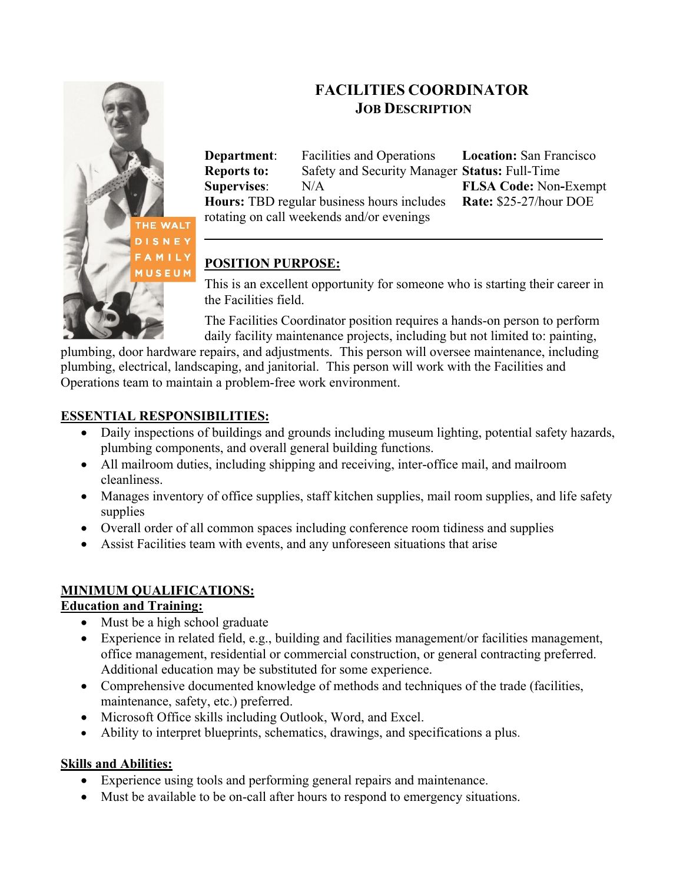# FACILITIES COORDINATOR

## JOB DESCRIPTION

**Department**: Facilities and Operations
**Reports to:** Safety and Security Manager
**Supervises**: N/A
**Hours:** TBD regular business hours includes rotating on call weekends and/or evenings

**Location:** San Francisco
**Status:** Full-Time
**FLSA Code:** Non-Exempt
**Rate:** $25-27/hour DOE

---

### POSITION PURPOSE:

This is an excellent opportunity for someone who is starting their career in the Facilities field.

The Facilities Coordinator position requires a hands-on person to perform daily facility maintenance projects, including but not limited to: painting, plumbing, door hardware repairs, and adjustments. This person will oversee maintenance, including plumbing, electrical, landscaping, and janitorial. This person will work with the Facilities and Operations team to maintain a problem-free work environment.

### ESSENTIAL RESPONSIBILITIES:

- Daily inspections of buildings and grounds including museum lighting, potential safety hazards, plumbing components, and overall general building functions.
- All mailroom duties, including shipping and receiving, inter-office mail, and mailroom cleanliness.
- Manages inventory of office supplies, staff kitchen supplies, mail room supplies, and life safety supplies
- Overall order of all common spaces including conference room tidiness and supplies
- Assist Facilities team with events, and any unforeseen situations that arise

### MINIMUM QUALIFICATIONS:

#### Education and Training:

- Must be a high school graduate
- Experience in related field, e.g., building and facilities management/or facilities management, office management, residential or commercial construction, or general contracting preferred. Additional education may be substituted for some experience.
- Comprehensive documented knowledge of methods and techniques of the trade (facilities, maintenance, safety, etc.) preferred.
- Microsoft Office skills including Outlook, Word, and Excel.
- Ability to interpret blueprints, schematics, drawings, and specifications a plus.

#### Skills and Abilities:

- Experience using tools and performing general repairs and maintenance.
- Must be available to be on-call after hours to respond to emergency situations.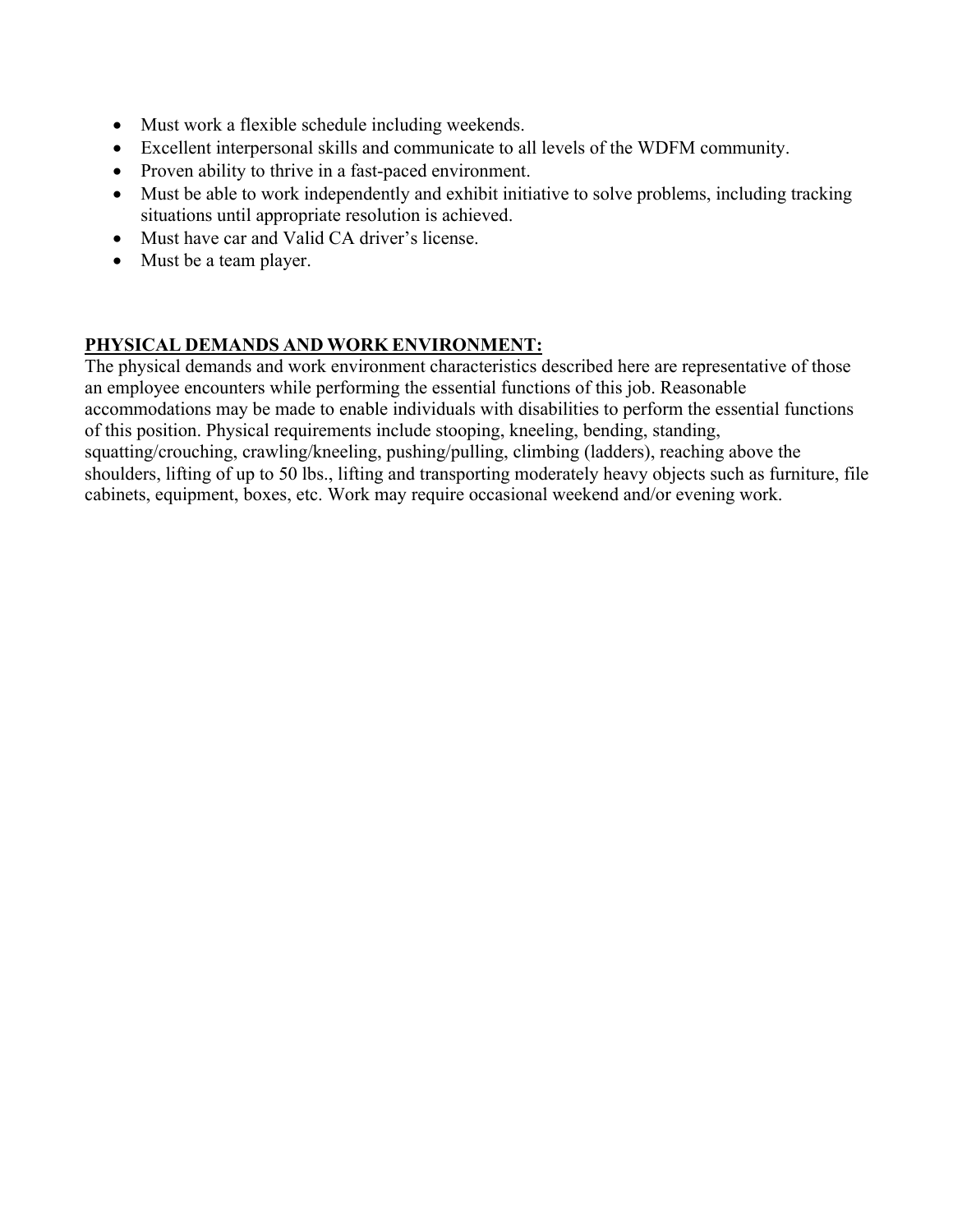- Must work a flexible schedule including weekends.
- Excellent interpersonal skills and communicate to all levels of the WDFM community.
- Proven ability to thrive in a fast-paced environment.
- Must be able to work independently and exhibit initiative to solve problems, including tracking situations until appropriate resolution is achieved.
- Must have car and Valid CA driver's license.
- Must be a team player.

**PHYSICAL DEMANDS AND WORK ENVIRONMENT:**

The physical demands and work environment characteristics described here are representative of those an employee encounters while performing the essential functions of this job. Reasonable accommodations may be made to enable individuals with disabilities to perform the essential functions of this position. Physical requirements include stooping, kneeling, bending, standing, squatting/crouching, crawling/kneeling, pushing/pulling, climbing (ladders), reaching above the shoulders, lifting of up to 50 lbs., lifting and transporting moderately heavy objects such as furniture, file cabinets, equipment, boxes, etc. Work may require occasional weekend and/or evening work.